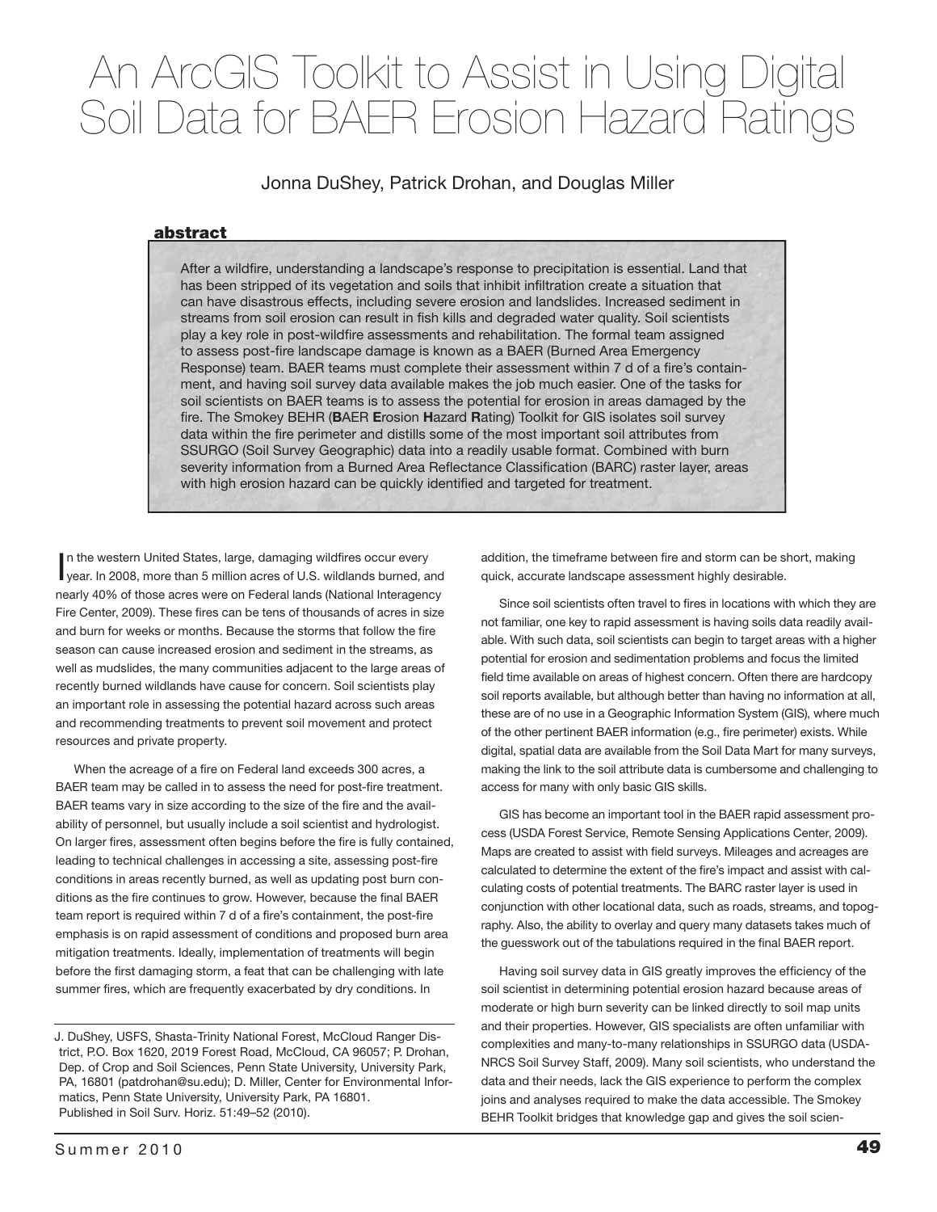# An ArcGIS Toolkit to Assist in Using Digital Soil Data for BAER Erosion Hazard Ratings

Jonna DuShey, Patrick Drohan, and Douglas Miller

## abstract

After a wildfire, understanding a landscape's response to precipitation is essential. Land that has been stripped of its vegetation and soils that inhibit infiltration create a situation that can have disastrous effects, including severe erosion and landslides. Increased sediment in streams from soil erosion can result in fish kills and degraded water quality. Soil scientists play a key role in post-wildfire assessments and rehabilitation. The formal team assigned to assess post-fire landscape damage is known as a BAER (Burned Area Emergency Response) team. BAER teams must complete their assessment within 7 d of a fire's containment, and having soil survey data available makes the job much easier. One of the tasks for soil scientists on BAER teams is to assess the potential for erosion in areas damaged by the fire. The Smokey BEHR (**B**AER **E**rosion **H**azard **R**ating) Toolkit for GIS isolates soil survey data within the fire perimeter and distills some of the most important soil attributes from SSURGO (Soil Survey Geographic) data into a readily usable format. Combined with burn severity information from a Burned Area Reflectance Classification (BARC) raster layer, areas with high erosion hazard can be quickly identified and targeted for treatment.

In the western United States, large, damaging wildfires occur every year. In 2008, more than 5 million acres of U.S. wildlands burned, and nearly 40% of those acres were on Federal lands (National Interagency Fire Center, 2009). These fires can be tens of thousands of acres in size and burn for weeks or months. Because the storms that follow the fire season can cause increased erosion and sediment in the streams, as well as mudslides, the many communities adjacent to the large areas of recently burned wildlands have cause for concern. Soil scientists play an important role in assessing the potential hazard across such areas and recommending treatments to prevent soil movement and protect resources and private property.

When the acreage of a fire on Federal land exceeds 300 acres, a BAER team may be called in to assess the need for post-fire treatment. BAER teams vary in size according to the size of the fire and the availability of personnel, but usually include a soil scientist and hydrologist. On larger fires, assessment often begins before the fire is fully contained, leading to technical challenges in accessing a site, assessing post-fire conditions in areas recently burned, as well as updating post burn conditions as the fire continues to grow. However, because the final BAER team report is required within 7 d of a fire's containment, the post-fire emphasis is on rapid assessment of conditions and proposed burn area mitigation treatments. Ideally, implementation of treatments will begin before the first damaging storm, a feat that can be challenging with late summer fires, which are frequently exacerbated by dry conditions. In addition, the timeframe between fire and storm can be short, making quick, accurate landscape assessment highly desirable.

Since soil scientists often travel to fires in locations with which they are not familiar, one key to rapid assessment is having soils data readily available. With such data, soil scientists can begin to target areas with a higher potential for erosion and sedimentation problems and focus the limited field time available on areas of highest concern. Often there are hardcopy soil reports available, but although better than having no information at all, these are of no use in a Geographic Information System (GIS), where much of the other pertinent BAER information (e.g., fire perimeter) exists. While digital, spatial data are available from the Soil Data Mart for many surveys, making the link to the soil attribute data is cumbersome and challenging to access for many with only basic GIS skills.

GIS has become an important tool in the BAER rapid assessment process (USDA Forest Service, Remote Sensing Applications Center, 2009). Maps are created to assist with field surveys. Mileages and acreages are calculated to determine the extent of the fire's impact and assist with calculating costs of potential treatments. The BARC raster layer is used in conjunction with other locational data, such as roads, streams, and topography. Also, the ability to overlay and query many datasets takes much of the guesswork out of the tabulations required in the final BAER report.

Having soil survey data in GIS greatly improves the efficiency of the soil scientist in determining potential erosion hazard because areas of moderate or high burn severity can be linked directly to soil map units and their properties. However, GIS specialists are often unfamiliar with complexities and many-to-many relationships in SSURGO data (USDA-NRCS Soil Survey Staff, 2009). Many soil scientists, who understand the data and their needs, lack the GIS experience to perform the complex joins and analyses required to make the data accessible. The Smokey BEHR Toolkit bridges that knowledge gap and gives the soil scien-

J. DuShey, USFS, Shasta-Trinity National Forest, McCloud Ranger District, P.O. Box 1620, 2019 Forest Road, McCloud, CA 96057; P. Drohan, Dep. of Crop and Soil Sciences, Penn State University, University Park, PA, 16801 (patdrohan@su.edu); D. Miller, Center for Environmental Informatics, Penn State University, University Park, PA 16801. Published in Soil Surv. Horiz. 51:49–52 (2010).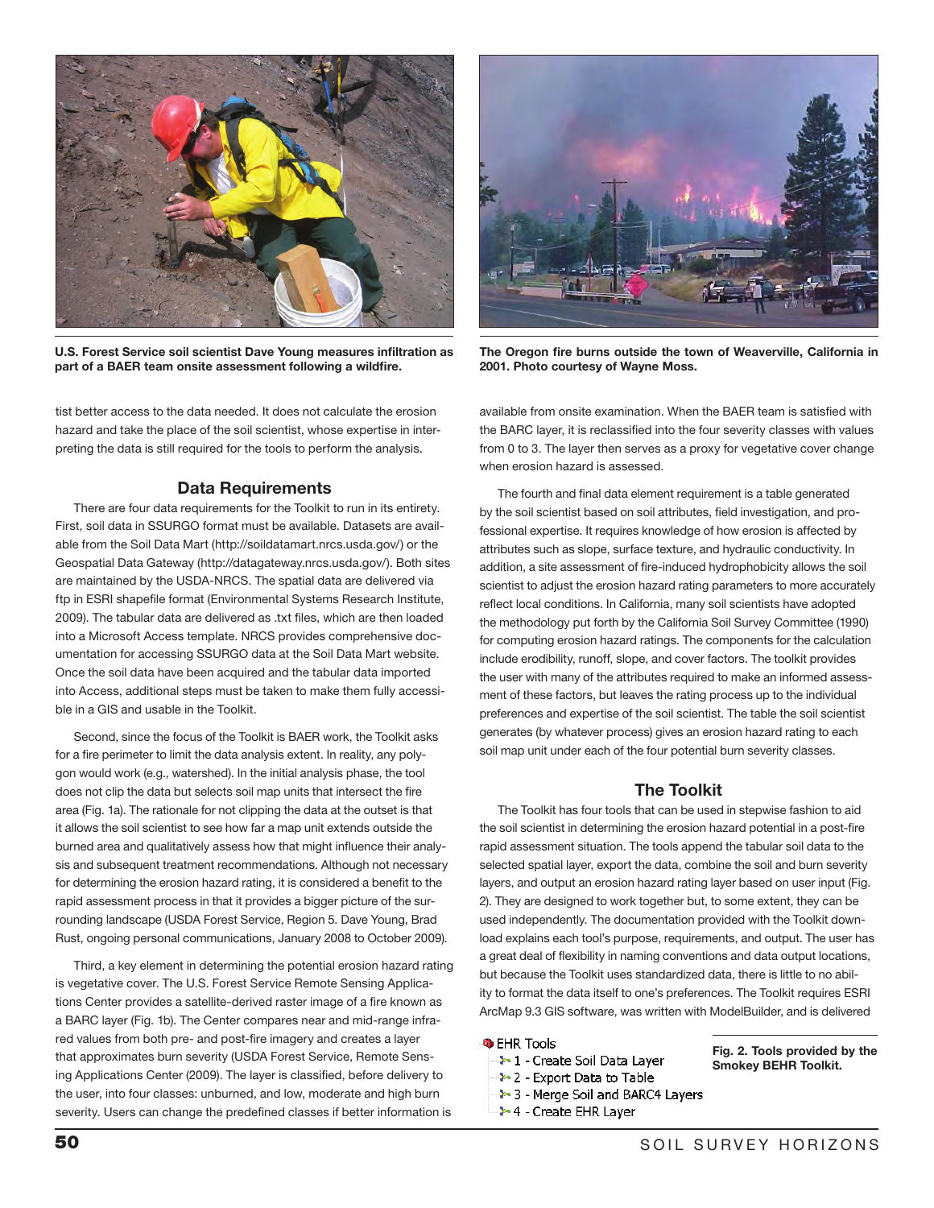U.S. Forest Service soil scientist Dave Young measures infiltration as part of a BAER team onsite assessment following a wildfire.

The Oregon fire burns outside the town of Weaverville, California in 2001. Photo courtesy of Wayne Moss.

tist better access to the data needed. It does not calculate the erosion hazard and take the place of the soil scientist, whose expertise in interpreting the data is still required for the tools to perform the analysis.

## Data Requirements

There are four data requirements for the Toolkit to run in its entirety. First, soil data in SSURGO format must be available. Datasets are available from the Soil Data Mart (http://soildatamart.nrcs.usda.gov/) or the Geospatial Data Gateway (http://datagateway.nrcs.usda.gov/). Both sites are maintained by the USDA-NRCS. The spatial data are delivered via ftp in ESRI shapefile format (Environmental Systems Research Institute, 2009). The tabular data are delivered as .txt files, which are then loaded into a Microsoft Access template. NRCS provides comprehensive documentation for accessing SSURGO data at the Soil Data Mart website. Once the soil data have been acquired and the tabular data imported into Access, additional steps must be taken to make them fully accessible in a GIS and usable in the Toolkit.

Second, since the focus of the Toolkit is BAER work, the Toolkit asks for a fire perimeter to limit the data analysis extent. In reality, any polygon would work (e.g., watershed). In the initial analysis phase, the tool does not clip the data but selects soil map units that intersect the fire area (Fig. 1a). The rationale for not clipping the data at the outset is that it allows the soil scientist to see how far a map unit extends outside the burned area and qualitatively assess how that might influence their analysis and subsequent treatment recommendations. Although not necessary for determining the erosion hazard rating, it is considered a benefit to the rapid assessment process in that it provides a bigger picture of the surrounding landscape (USDA Forest Service, Region 5. Dave Young, Brad Rust, ongoing personal communications, January 2008 to October 2009).

Third, a key element in determining the potential erosion hazard rating is vegetative cover. The U.S. Forest Service Remote Sensing Applications Center provides a satellite-derived raster image of a fire known as a BARC layer (Fig. 1b). The Center compares near and mid-range infrared values from both pre- and post-fire imagery and creates a layer that approximates burn severity (USDA Forest Service, Remote Sensing Applications Center (2009). The layer is classified, before delivery to the user, into four classes: unburned, and low, moderate and high burn severity. Users can change the predefined classes if better information is available from onsite examination. When the BAER team is satisfied with the BARC layer, it is reclassified into the four severity classes with values from 0 to 3. The layer then serves as a proxy for vegetative cover change when erosion hazard is assessed.

The fourth and final data element requirement is a table generated by the soil scientist based on soil attributes, field investigation, and professional expertise. It requires knowledge of how erosion is affected by attributes such as slope, surface texture, and hydraulic conductivity. In addition, a site assessment of fire-induced hydrophobicity allows the soil scientist to adjust the erosion hazard rating parameters to more accurately reflect local conditions. In California, many soil scientists have adopted the methodology put forth by the California Soil Survey Committee (1990) for computing erosion hazard ratings. The components for the calculation include erodibility, runoff, slope, and cover factors. The toolkit provides the user with many of the attributes required to make an informed assessment of these factors, but leaves the rating process up to the individual preferences and expertise of the soil scientist. The table the soil scientist generates (by whatever process) gives an erosion hazard rating to each soil map unit under each of the four potential burn severity classes.

## The Toolkit

The Toolkit has four tools that can be used in stepwise fashion to aid the soil scientist in determining the erosion hazard potential in a post-fire rapid assessment situation. The tools append the tabular soil data to the selected spatial layer, export the data, combine the soil and burn severity layers, and output an erosion hazard rating layer based on user input (Fig. 2). They are designed to work together but, to some extent, they can be used independently. The documentation provided with the Toolkit download explains each tool's purpose, requirements, and output. The user has a great deal of flexibility in naming conventions and data output locations, but because the Toolkit uses standardized data, there is little to no ability to format the data itself to one's preferences. The Toolkit requires ESRI ArcMap 9.3 GIS software, was written with ModelBuilder, and is delivered

EHR Tools
- 1 - Create Soil Data Layer
- 2 - Export Data to Table
- 3 - Merge Soil and BARC4 Layers
- 4 - Create EHR Layer

**Fig. 2. Tools provided by the Smokey BEHR Toolkit.**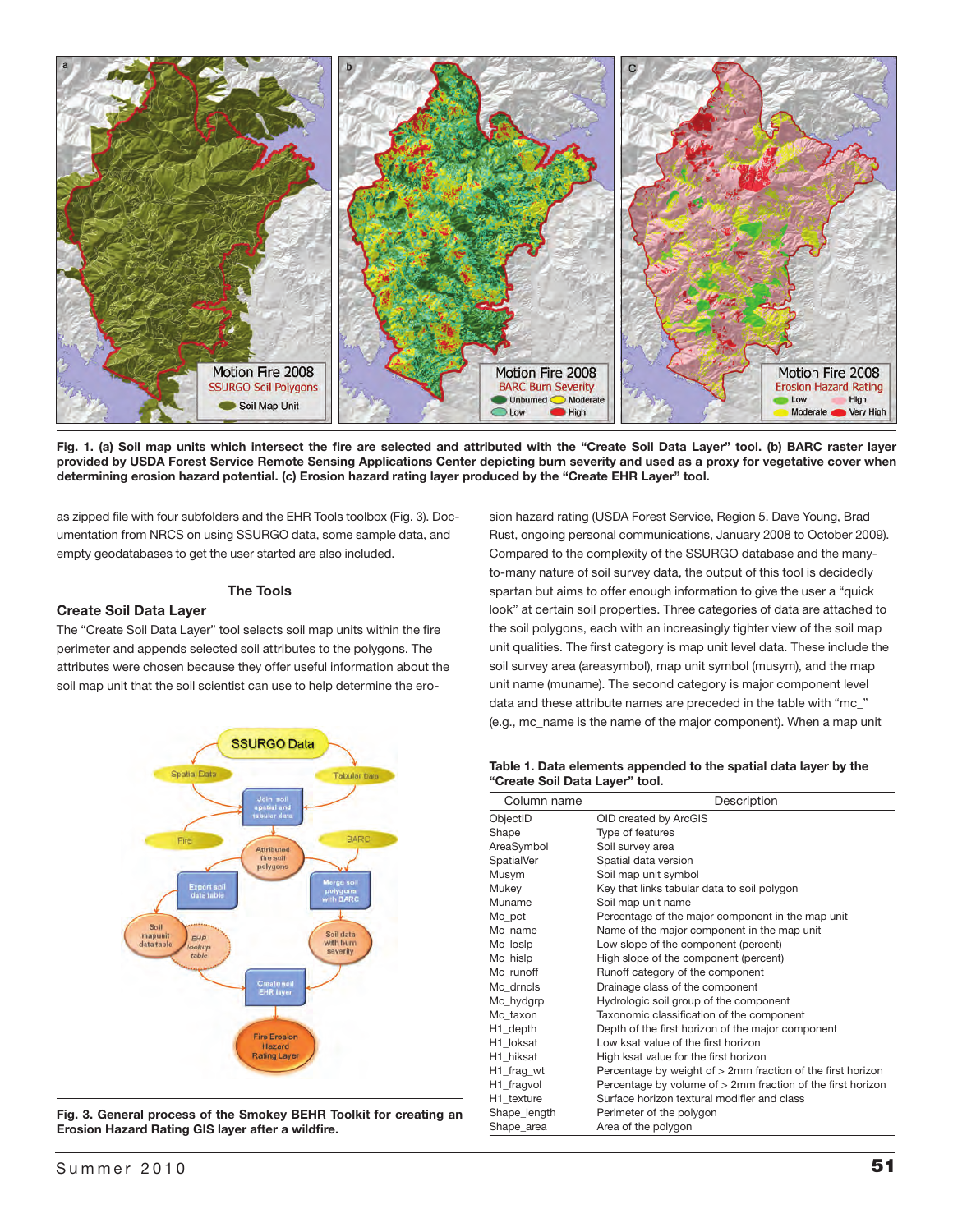Fig. 1. (a) Soil map units which intersect the fire are selected and attributed with the "Create Soil Data Layer" tool. (b) BARC raster layer provided by USDA Forest Service Remote Sensing Applications Center depicting burn severity and used as a proxy for vegetative cover when determining erosion hazard potential. (c) Erosion hazard rating layer produced by the "Create EHR Layer" tool.

as zipped file with four subfolders and the EHR Tools toolbox (Fig. 3). Documentation from NRCS on using SSURGO data, some sample data, and empty geodatabases to get the user started are also included.

## The Tools

### Create Soil Data Layer

The "Create Soil Data Layer" tool selects soil map units within the fire perimeter and appends selected soil attributes to the polygons. The attributes were chosen because they offer useful information about the soil map unit that the soil scientist can use to help determine the erosion hazard rating (USDA Forest Service, Region 5. Dave Young, Brad Rust, ongoing personal communications, January 2008 to October 2009). Compared to the complexity of the SSURGO database and the many-to-many nature of soil survey data, the output of this tool is decidedly spartan but aims to offer enough information to give the user a "quick look" at certain soil properties. Three categories of data are attached to the soil polygons, each with an increasingly tighter view of the soil map unit qualities. The first category is map unit level data. These include the soil survey area (areasymbol), map unit symbol (musym), and the map unit name (muname). The second category is major component level data and these attribute names are preceded in the table with "mc_" (e.g., mc_name is the name of the major component). When a map unit

Fig. 3. General process of the Smokey BEHR Toolkit for creating an Erosion Hazard Rating GIS layer after a wildfire.

**Table 1. Data elements appended to the spatial data layer by the "Create Soil Data Layer" tool.**

| Column name | Description |
|---|---|
| ObjectID | OID created by ArcGIS |
| Shape | Type of features |
| AreaSymbol | Soil survey area |
| SpatialVer | Spatial data version |
| Musym | Soil map unit symbol |
| Mukey | Key that links tabular data to soil polygon |
| Muname | Soil map unit name |
| Mc_pct | Percentage of the major component in the map unit |
| Mc_name | Name of the major component in the map unit |
| Mc_loslp | Low slope of the component (percent) |
| Mc_hislp | High slope of the component (percent) |
| Mc_runoff | Runoff category of the component |
| Mc_drncls | Drainage class of the component |
| Mc_hydgrp | Hydrologic soil group of the component |
| Mc_taxon | Taxonomic classification of the component |
| H1_depth | Depth of the first horizon of the major component |
| H1_loksat | Low ksat value of the first horizon |
| H1_hiksat | High ksat value for the first horizon |
| H1_frag_wt | Percentage by weight of > 2mm fraction of the first horizon |
| H1_fragvol | Percentage by volume of > 2mm fraction of the first horizon |
| H1_texture | Surface horizon textural modifier and class |
| Shape_length | Perimeter of the polygon |
| Shape_area | Area of the polygon |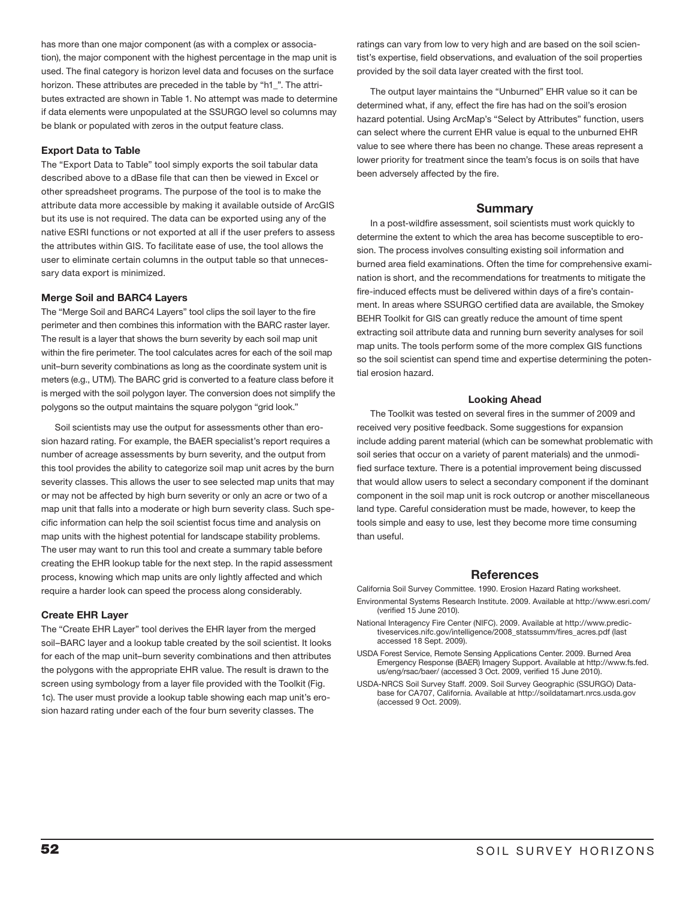has more than one major component (as with a complex or association), the major component with the highest percentage in the map unit is used. The final category is horizon level data and focuses on the surface horizon. These attributes are preceded in the table by "h1_". The attributes extracted are shown in Table 1. No attempt was made to determine if data elements were unpopulated at the SSURGO level so columns may be blank or populated with zeros in the output feature class.

#### Export Data to Table

The "Export Data to Table" tool simply exports the soil tabular data described above to a dBase file that can then be viewed in Excel or other spreadsheet programs. The purpose of the tool is to make the attribute data more accessible by making it available outside of ArcGIS but its use is not required. The data can be exported using any of the native ESRI functions or not exported at all if the user prefers to assess the attributes within GIS. To facilitate ease of use, the tool allows the user to eliminate certain columns in the output table so that unnecessary data export is minimized.

#### Merge Soil and BARC4 Layers

The "Merge Soil and BARC4 Layers" tool clips the soil layer to the fire perimeter and then combines this information with the BARC raster layer. The result is a layer that shows the burn severity by each soil map unit within the fire perimeter. The tool calculates acres for each of the soil map unit–burn severity combinations as long as the coordinate system unit is meters (e.g., UTM). The BARC grid is converted to a feature class before it is merged with the soil polygon layer. The conversion does not simplify the polygons so the output maintains the square polygon "grid look."

Soil scientists may use the output for assessments other than erosion hazard rating. For example, the BAER specialist's report requires a number of acreage assessments by burn severity, and the output from this tool provides the ability to categorize soil map unit acres by the burn severity classes. This allows the user to see selected map units that may or may not be affected by high burn severity or only an acre or two of a map unit that falls into a moderate or high burn severity class. Such specific information can help the soil scientist focus time and analysis on map units with the highest potential for landscape stability problems. The user may want to run this tool and create a summary table before creating the EHR lookup table for the next step. In the rapid assessment process, knowing which map units are only lightly affected and which require a harder look can speed the process along considerably.

#### Create EHR Layer

The "Create EHR Layer" tool derives the EHR layer from the merged soil–BARC layer and a lookup table created by the soil scientist. It looks for each of the map unit–burn severity combinations and then attributes the polygons with the appropriate EHR value. The result is drawn to the screen using symbology from a layer file provided with the Toolkit (Fig. 1c). The user must provide a lookup table showing each map unit's erosion hazard rating under each of the four burn severity classes. The ratings can vary from low to very high and are based on the soil scientist's expertise, field observations, and evaluation of the soil properties provided by the soil data layer created with the first tool.

The output layer maintains the "Unburned" EHR value so it can be determined what, if any, effect the fire has had on the soil's erosion hazard potential. Using ArcMap's "Select by Attributes" function, users can select where the current EHR value is equal to the unburned EHR value to see where there has been no change. These areas represent a lower priority for treatment since the team's focus is on soils that have been adversely affected by the fire.

## Summary

In a post-wildfire assessment, soil scientists must work quickly to determine the extent to which the area has become susceptible to erosion. The process involves consulting existing soil information and burned area field examinations. Often the time for comprehensive examination is short, and the recommendations for treatments to mitigate the fire-induced effects must be delivered within days of a fire's containment. In areas where SSURGO certified data are available, the Smokey BEHR Toolkit for GIS can greatly reduce the amount of time spent extracting soil attribute data and running burn severity analyses for soil map units. The tools perform some of the more complex GIS functions so the soil scientist can spend time and expertise determining the potential erosion hazard.

### Looking Ahead

The Toolkit was tested on several fires in the summer of 2009 and received very positive feedback. Some suggestions for expansion include adding parent material (which can be somewhat problematic with soil series that occur on a variety of parent materials) and the unmodified surface texture. There is a potential improvement being discussed that would allow users to select a secondary component if the dominant component in the soil map unit is rock outcrop or another miscellaneous land type. Careful consideration must be made, however, to keep the tools simple and easy to use, lest they become more time consuming than useful.

## References

California Soil Survey Committee. 1990. Erosion Hazard Rating worksheet.

Environmental Systems Research Institute. 2009. Available at http://www.esri.com/ (verified 15 June 2010).

National Interagency Fire Center (NIFC). 2009. Available at http://www.predictiveservices.nifc.gov/intelligence/2008_statssumm/fires_acres.pdf (last accessed 18 Sept. 2009).

USDA Forest Service, Remote Sensing Applications Center. 2009. Burned Area Emergency Response (BAER) Imagery Support. Available at http://www.fs.fed.us/eng/rsac/baer/ (accessed 3 Oct. 2009, verified 15 June 2010).

USDA-NRCS Soil Survey Staff. 2009. Soil Survey Geographic (SSURGO) Database for CA707, California. Available at http://soildatamart.nrcs.usda.gov (accessed 9 Oct. 2009).